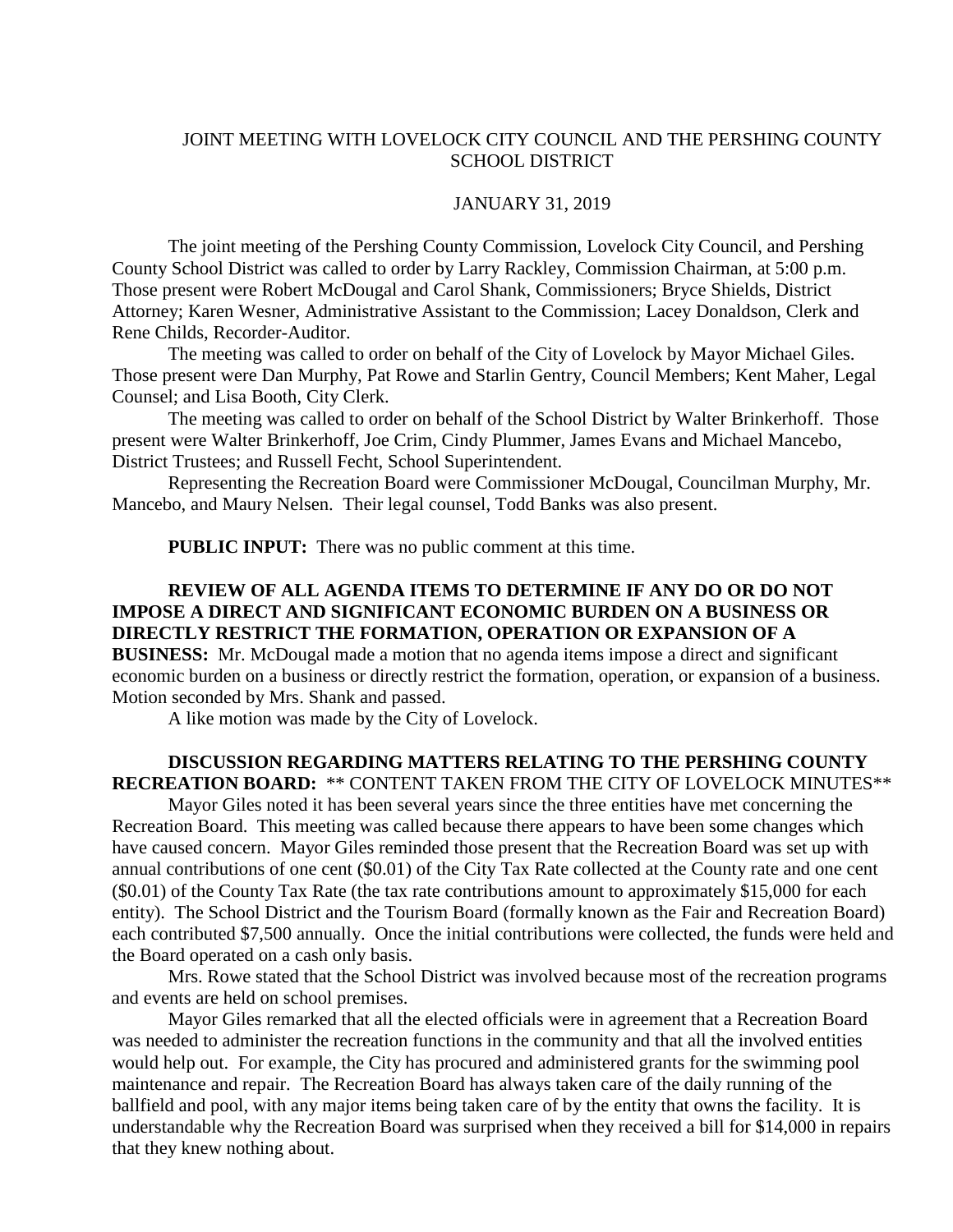# JOINT MEETING WITH LOVELOCK CITY COUNCIL AND THE PERSHING COUNTY SCHOOL DISTRICT

JANUARY 31, 2019

The joint meeting of the Pershing County Commission, Lovelock City Council, and Pershing County School District was called to order by Larry Rackley, Commission Chairman, at 5:00 p.m. Those present were Robert McDougal and Carol Shank, Commissioners; Bryce Shields, District Attorney; Karen Wesner, Administrative Assistant to the Commission; Lacey Donaldson, Clerk and Rene Childs, Recorder-Auditor.

The meeting was called to order on behalf of the City of Lovelock by Mayor Michael Giles. Those present were Dan Murphy, Pat Rowe and Starlin Gentry, Council Members; Kent Maher, Legal Counsel; and Lisa Booth, City Clerk.

The meeting was called to order on behalf of the School District by Walter Brinkerhoff. Those present were Walter Brinkerhoff, Joe Crim, Cindy Plummer, James Evans and Michael Mancebo, District Trustees; and Russell Fecht, School Superintendent.

Representing the Recreation Board were Commissioner McDougal, Councilman Murphy, Mr. Mancebo, and Maury Nelsen. Their legal counsel, Todd Banks was also present.

**PUBLIC INPUT:** There was no public comment at this time.

**REVIEW OF ALL AGENDA ITEMS TO DETERMINE IF ANY DO OR DO NOT IMPOSE A DIRECT AND SIGNIFICANT ECONOMIC BURDEN ON A BUSINESS OR DIRECTLY RESTRICT THE FORMATION, OPERATION OR EXPANSION OF A BUSINESS:** Mr. McDougal made a motion that no agenda items impose a direct and significant economic burden on a business or directly restrict the formation, operation, or expansion of a business. Motion seconded by Mrs. Shank and passed.

A like motion was made by the City of Lovelock.

**DISCUSSION REGARDING MATTERS RELATING TO THE PERSHING COUNTY RECREATION BOARD:** ** CONTENT TAKEN FROM THE CITY OF LOVELOCK MINUTES**

Mayor Giles noted it has been several years since the three entities have met concerning the Recreation Board. This meeting was called because there appears to have been some changes which have caused concern. Mayor Giles reminded those present that the Recreation Board was set up with annual contributions of one cent ($0.01) of the City Tax Rate collected at the County rate and one cent ($0.01) of the County Tax Rate (the tax rate contributions amount to approximately $15,000 for each entity). The School District and the Tourism Board (formally known as the Fair and Recreation Board) each contributed $7,500 annually. Once the initial contributions were collected, the funds were held and the Board operated on a cash only basis.

Mrs. Rowe stated that the School District was involved because most of the recreation programs and events are held on school premises.

Mayor Giles remarked that all the elected officials were in agreement that a Recreation Board was needed to administer the recreation functions in the community and that all the involved entities would help out. For example, the City has procured and administered grants for the swimming pool maintenance and repair. The Recreation Board has always taken care of the daily running of the ballfield and pool, with any major items being taken care of by the entity that owns the facility. It is understandable why the Recreation Board was surprised when they received a bill for $14,000 in repairs that they knew nothing about.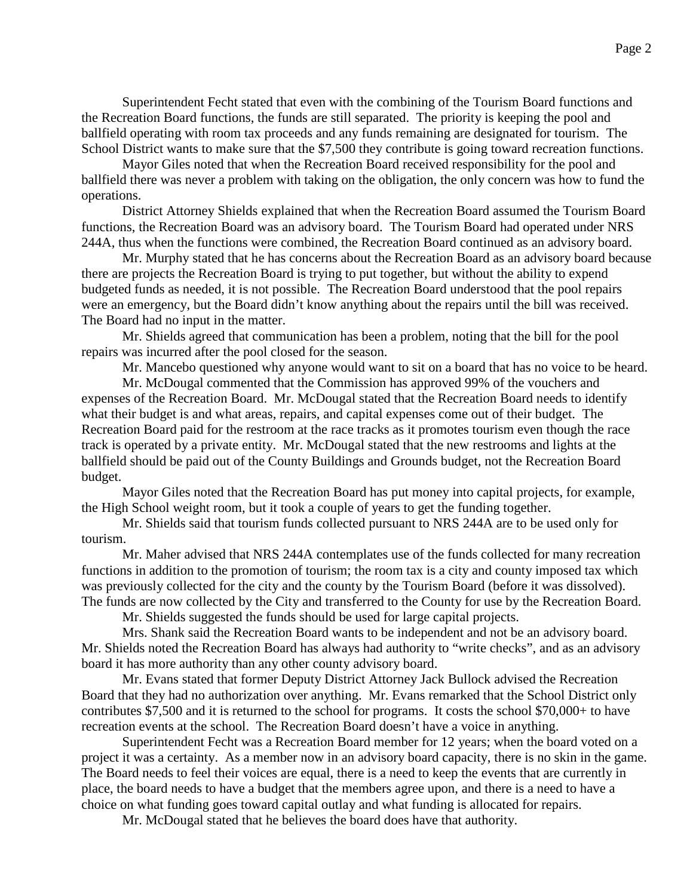Superintendent Fecht stated that even with the combining of the Tourism Board functions and the Recreation Board functions, the funds are still separated. The priority is keeping the pool and ballfield operating with room tax proceeds and any funds remaining are designated for tourism. The School District wants to make sure that the $7,500 they contribute is going toward recreation functions.

Mayor Giles noted that when the Recreation Board received responsibility for the pool and ballfield there was never a problem with taking on the obligation, the only concern was how to fund the operations.

District Attorney Shields explained that when the Recreation Board assumed the Tourism Board functions, the Recreation Board was an advisory board. The Tourism Board had operated under NRS 244A, thus when the functions were combined, the Recreation Board continued as an advisory board.

Mr. Murphy stated that he has concerns about the Recreation Board as an advisory board because there are projects the Recreation Board is trying to put together, but without the ability to expend budgeted funds as needed, it is not possible. The Recreation Board understood that the pool repairs were an emergency, but the Board didn't know anything about the repairs until the bill was received. The Board had no input in the matter.

Mr. Shields agreed that communication has been a problem, noting that the bill for the pool repairs was incurred after the pool closed for the season.

Mr. Mancebo questioned why anyone would want to sit on a board that has no voice to be heard.

Mr. McDougal commented that the Commission has approved 99% of the vouchers and expenses of the Recreation Board. Mr. McDougal stated that the Recreation Board needs to identify what their budget is and what areas, repairs, and capital expenses come out of their budget. The Recreation Board paid for the restroom at the race tracks as it promotes tourism even though the race track is operated by a private entity. Mr. McDougal stated that the new restrooms and lights at the ballfield should be paid out of the County Buildings and Grounds budget, not the Recreation Board budget.

Mayor Giles noted that the Recreation Board has put money into capital projects, for example, the High School weight room, but it took a couple of years to get the funding together.

Mr. Shields said that tourism funds collected pursuant to NRS 244A are to be used only for tourism.

Mr. Maher advised that NRS 244A contemplates use of the funds collected for many recreation functions in addition to the promotion of tourism; the room tax is a city and county imposed tax which was previously collected for the city and the county by the Tourism Board (before it was dissolved). The funds are now collected by the City and transferred to the County for use by the Recreation Board.

Mr. Shields suggested the funds should be used for large capital projects.

Mrs. Shank said the Recreation Board wants to be independent and not be an advisory board. Mr. Shields noted the Recreation Board has always had authority to "write checks", and as an advisory board it has more authority than any other county advisory board.

Mr. Evans stated that former Deputy District Attorney Jack Bullock advised the Recreation Board that they had no authorization over anything. Mr. Evans remarked that the School District only contributes $7,500 and it is returned to the school for programs. It costs the school $70,000+ to have recreation events at the school. The Recreation Board doesn't have a voice in anything.

Superintendent Fecht was a Recreation Board member for 12 years; when the board voted on a project it was a certainty. As a member now in an advisory board capacity, there is no skin in the game. The Board needs to feel their voices are equal, there is a need to keep the events that are currently in place, the board needs to have a budget that the members agree upon, and there is a need to have a choice on what funding goes toward capital outlay and what funding is allocated for repairs.

Mr. McDougal stated that he believes the board does have that authority.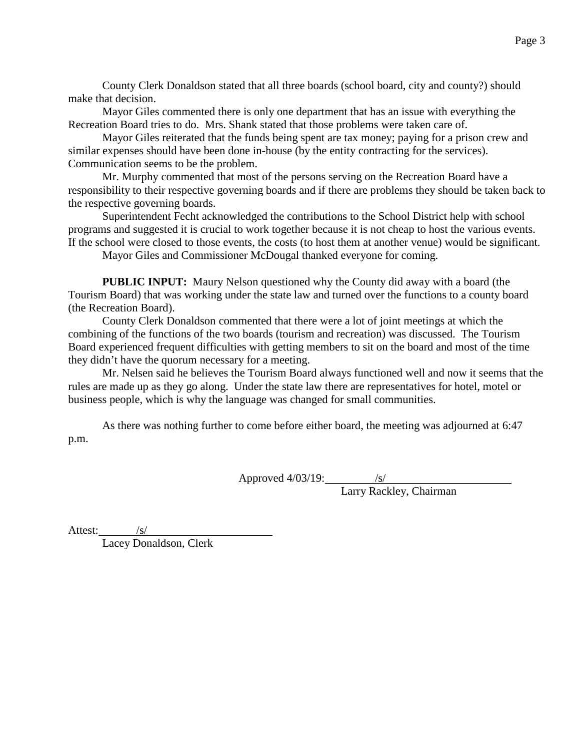County Clerk Donaldson stated that all three boards (school board, city and county?) should make that decision.

Mayor Giles commented there is only one department that has an issue with everything the Recreation Board tries to do. Mrs. Shank stated that those problems were taken care of.

Mayor Giles reiterated that the funds being spent are tax money; paying for a prison crew and similar expenses should have been done in-house (by the entity contracting for the services). Communication seems to be the problem.

Mr. Murphy commented that most of the persons serving on the Recreation Board have a responsibility to their respective governing boards and if there are problems they should be taken back to the respective governing boards.

Superintendent Fecht acknowledged the contributions to the School District help with school programs and suggested it is crucial to work together because it is not cheap to host the various events. If the school were closed to those events, the costs (to host them at another venue) would be significant.

Mayor Giles and Commissioner McDougal thanked everyone for coming.

**PUBLIC INPUT:** Maury Nelson questioned why the County did away with a board (the Tourism Board) that was working under the state law and turned over the functions to a county board (the Recreation Board).

County Clerk Donaldson commented that there were a lot of joint meetings at which the combining of the functions of the two boards (tourism and recreation) was discussed. The Tourism Board experienced frequent difficulties with getting members to sit on the board and most of the time they didn't have the quorum necessary for a meeting.

Mr. Nelsen said he believes the Tourism Board always functioned well and now it seems that the rules are made up as they go along. Under the state law there are representatives for hotel, motel or business people, which is why the language was changed for small communities.

As there was nothing further to come before either board, the meeting was adjourned at 6:47 p.m.

Approved 4/03/19: /s/
Larry Rackley, Chairman

Attest: /s/
Lacey Donaldson, Clerk